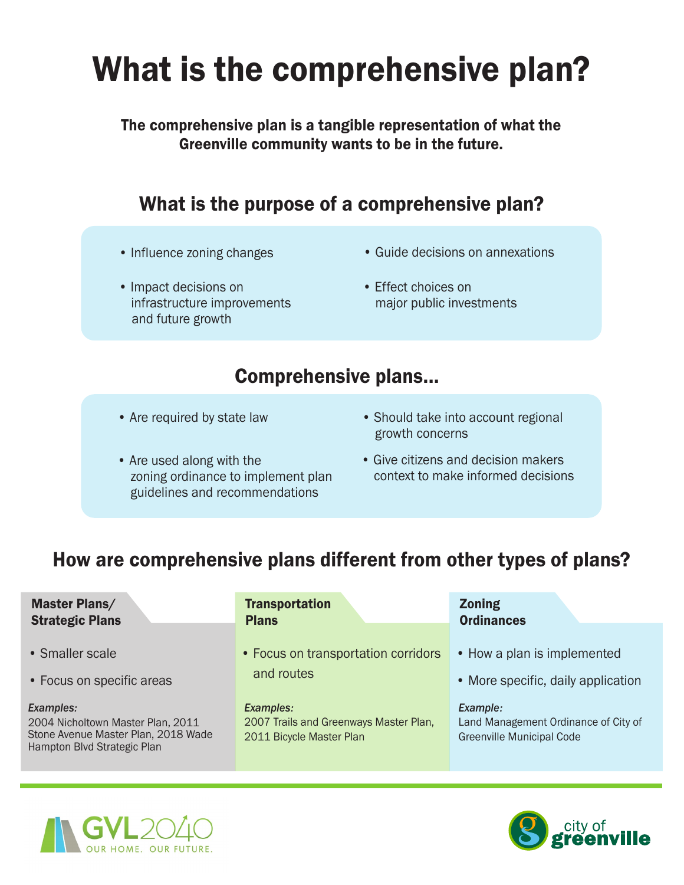# What is the comprehensive plan?

**The comprehensive plan is a tangible representation of what the Greenville community wants to be in the future.**

## What is the purpose of a comprehensive plan?

- Influence zoning changes
- Impact decisions on infrastructure improvements and future growth
- Guide decisions on annexations
- Effect choices on major public investments

## Comprehensive plans...

- Are required by state law
- Are used along with the zoning ordinance to implement plan guidelines and recommendations
- Should take into account regional growth concerns
- Give citizens and decision makers context to make informed decisions

## How are comprehensive plans different from other types of plans?

### Master Plans/ Strategic Plans

- Smaller scale
- Focus on specific areas

*Examples:*
2004 Nicholtown Master Plan, 2011 Stone Avenue Master Plan, 2018 Wade Hampton Blvd Strategic Plan

### Transportation Plans

- Focus on transportation corridors and routes

*Examples:*
2007 Trails and Greenways Master Plan, 2011 Bicycle Master Plan

### Zoning Ordinances

- How a plan is implemented
- More specific, daily application

*Example:*
Land Management Ordinance of City of Greenville Municipal Code

GVL2040
OUR HOME. OUR FUTURE.

city of greenville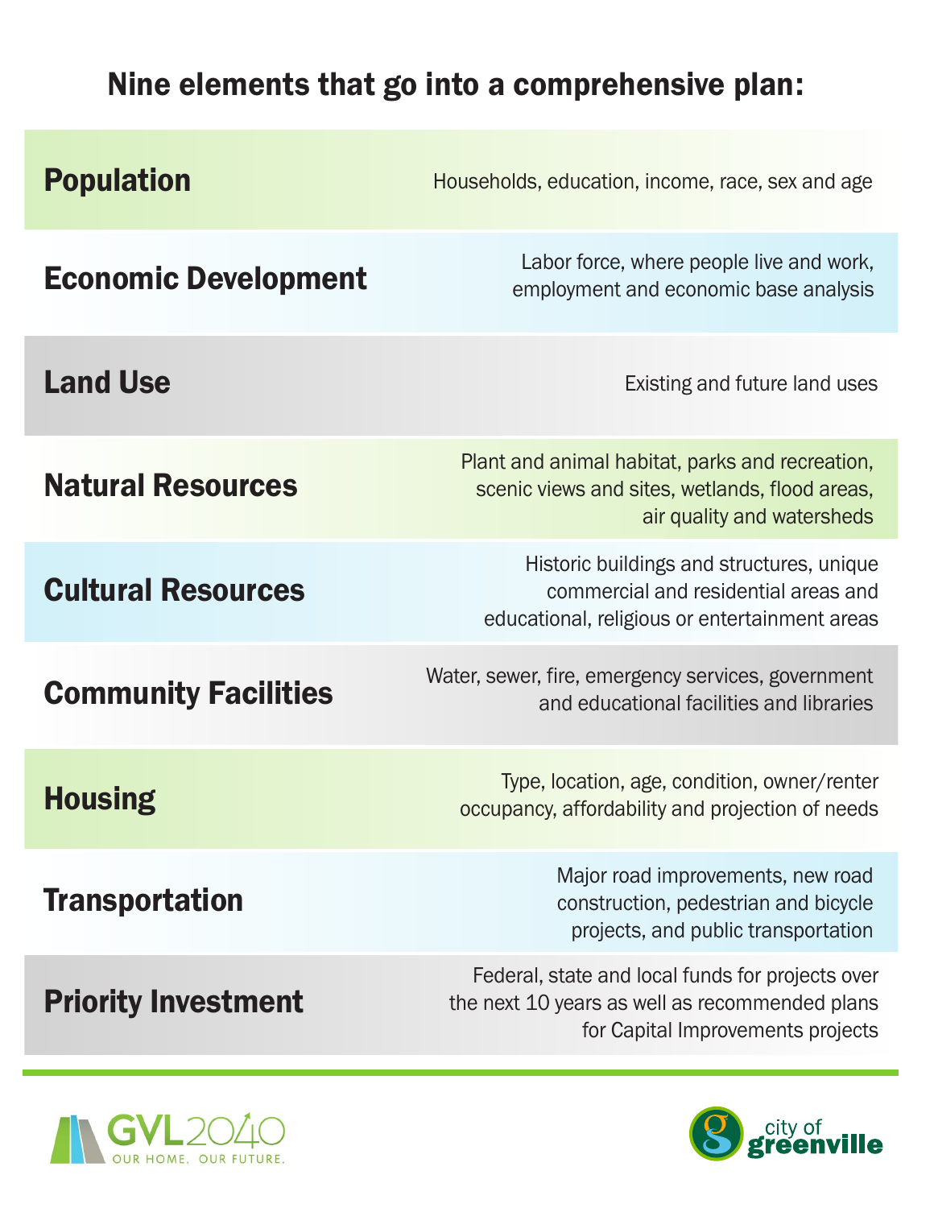# Nine elements that go into a comprehensive plan:

| | |
|---|---|
| **Population** | Households, education, income, race, sex and age |
| **Economic Development** | Labor force, where people live and work, employment and economic base analysis |
| **Land Use** | Existing and future land uses |
| **Natural Resources** | Plant and animal habitat, parks and recreation, scenic views and sites, wetlands, flood areas, air quality and watersheds |
| **Cultural Resources** | Historic buildings and structures, unique commercial and residential areas and educational, religious or entertainment areas |
| **Community Facilities** | Water, sewer, fire, emergency services, government and educational facilities and libraries |
| **Housing** | Type, location, age, condition, owner/renter occupancy, affordability and projection of needs |
| **Transportation** | Major road improvements, new road construction, pedestrian and bicycle projects, and public transportation |
| **Priority Investment** | Federal, state and local funds for projects over the next 10 years as well as recommended plans for Capital Improvements projects |

GVL2040 OUR HOME. OUR FUTURE.

city of greenville